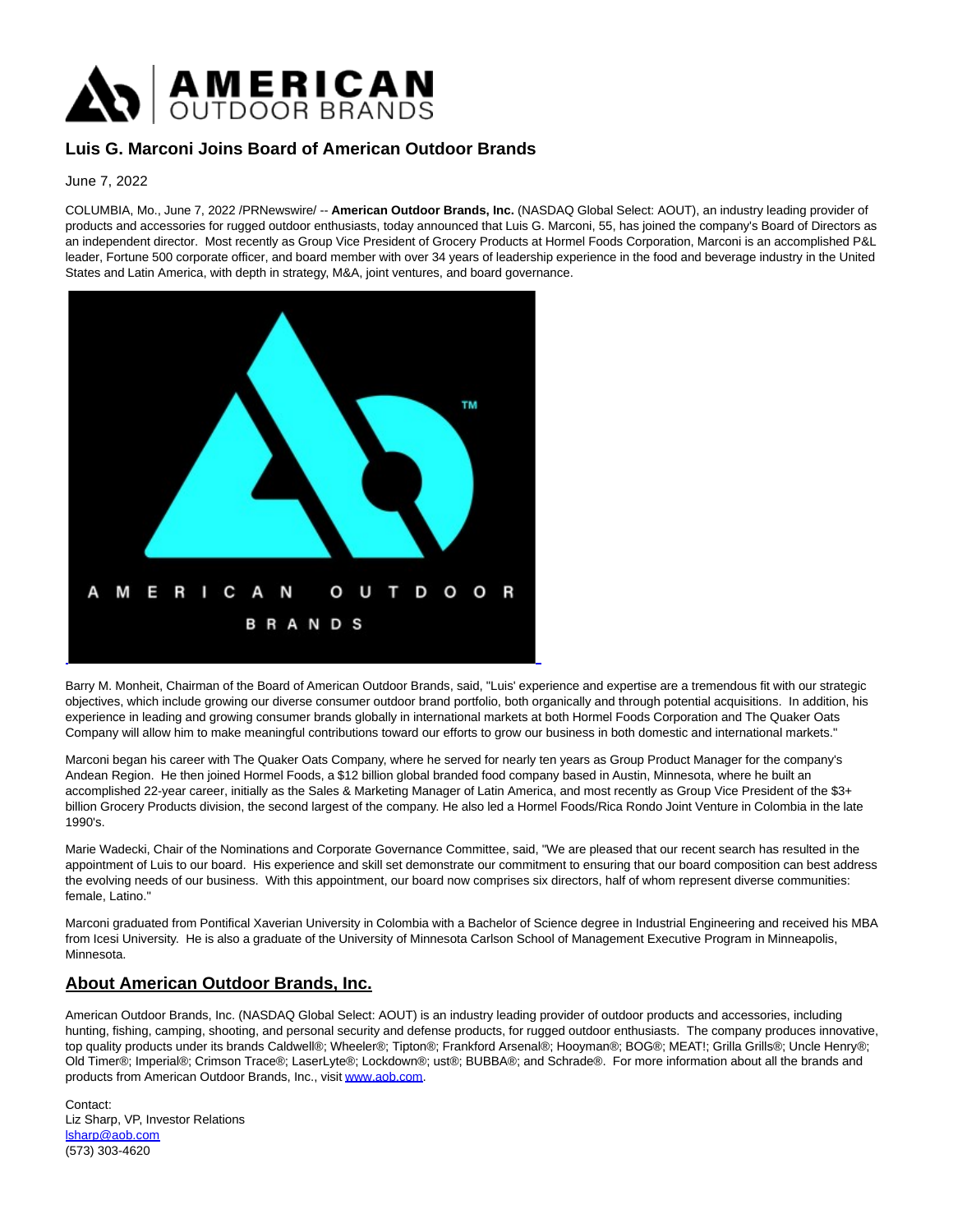# Luis G. Marconi Joins Board of American Outdoor Brands

June 7, 2022

COLUMBIA, Mo., June 7, 2022 /PRNewswire/ -- **American Outdoor Brands, Inc.** (NASDAQ Global Select: AOUT), an industry leading provider of products and accessories for rugged outdoor enthusiasts, today announced that Luis G. Marconi, 55, has joined the company's Board of Directors as an independent director. Most recently as Group Vice President of Grocery Products at Hormel Foods Corporation, Marconi is an accomplished P&L leader, Fortune 500 corporate officer, and board member with over 34 years of leadership experience in the food and beverage industry in the United States and Latin America, with depth in strategy, M&A, joint ventures, and board governance.

Barry M. Monheit, Chairman of the Board of American Outdoor Brands, said, "Luis' experience and expertise are a tremendous fit with our strategic objectives, which include growing our diverse consumer outdoor brand portfolio, both organically and through potential acquisitions. In addition, his experience in leading and growing consumer brands globally in international markets at both Hormel Foods Corporation and The Quaker Oats Company will allow him to make meaningful contributions toward our efforts to grow our business in both domestic and international markets."

Marconi began his career with The Quaker Oats Company, where he served for nearly ten years as Group Product Manager for the company's Andean Region. He then joined Hormel Foods, a $12 billion global branded food company based in Austin, Minnesota, where he built an accomplished 22-year career, initially as the Sales & Marketing Manager of Latin America, and most recently as Group Vice President of the $3+ billion Grocery Products division, the second largest of the company. He also led a Hormel Foods/Rica Rondo Joint Venture in Colombia in the late 1990's.

Marie Wadecki, Chair of the Nominations and Corporate Governance Committee, said, "We are pleased that our recent search has resulted in the appointment of Luis to our board. His experience and skill set demonstrate our commitment to ensuring that our board composition can best address the evolving needs of our business. With this appointment, our board now comprises six directors, half of whom represent diverse communities: female, Latino."

Marconi graduated from Pontifical Xaverian University in Colombia with a Bachelor of Science degree in Industrial Engineering and received his MBA from Icesi University. He is also a graduate of the University of Minnesota Carlson School of Management Executive Program in Minneapolis, Minnesota.

## About American Outdoor Brands, Inc.

American Outdoor Brands, Inc. (NASDAQ Global Select: AOUT) is an industry leading provider of outdoor products and accessories, including hunting, fishing, camping, shooting, and personal security and defense products, for rugged outdoor enthusiasts. The company produces innovative, top quality products under its brands Caldwell®; Wheeler®; Tipton®; Frankford Arsenal®; Hooyman®; BOG®; MEAT!; Grilla Grills®; Uncle Henry®; Old Timer®; Imperial®; Crimson Trace®; LaserLyte®; Lockdown®; ust®; BUBBA®; and Schrade®. For more information about all the brands and products from American Outdoor Brands, Inc., visit www.aob.com.

Contact:
Liz Sharp, VP, Investor Relations
lsharp@aob.com
(573) 303-4620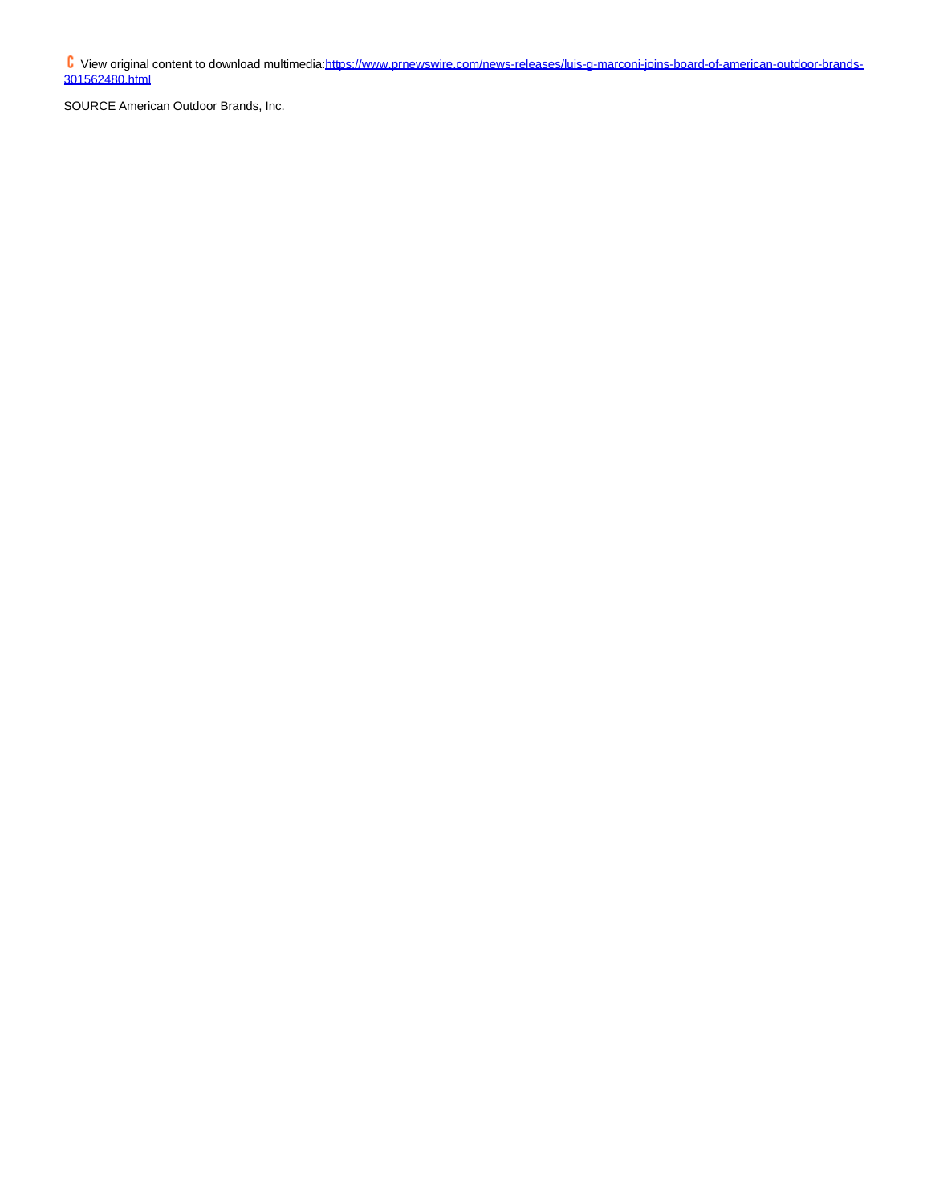View original content to download multimedia:https://www.prnewswire.com/news-releases/luis-g-marconi-joins-board-of-american-outdoor-brands-301562480.html

SOURCE American Outdoor Brands, Inc.